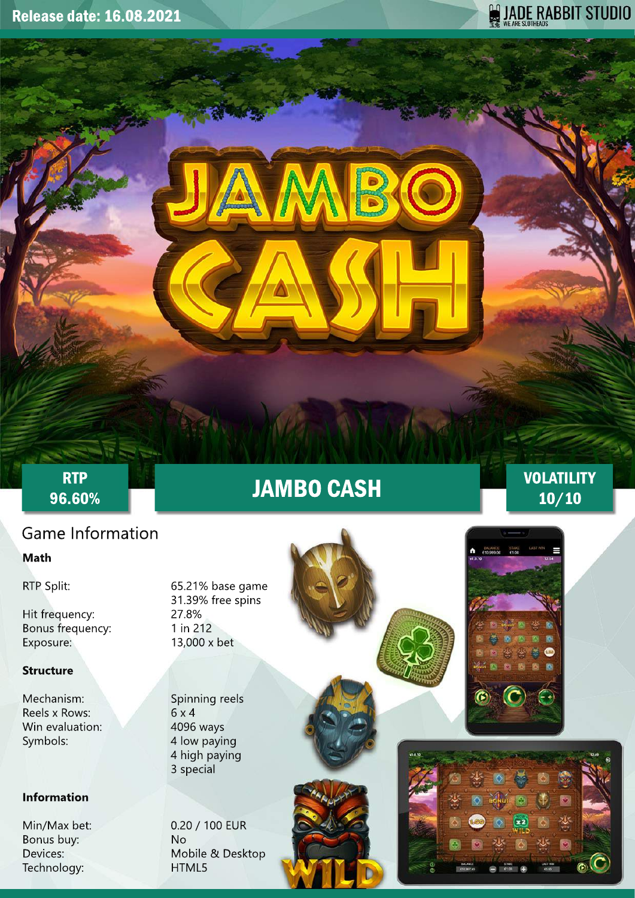Release date: 16.08.2021

JADE RABBIT STUDIO

RTP 96.60%

# JAMBO CASH

VOLATILITY 10/10

## Game Information

### Math

| | |
|---|---|
| RTP Split: | 65.21% base game<br>31.39% free spins |
| Hit frequency: | 27.8% |
| Bonus frequency: | 1 in 212 |
| Exposure: | 13,000 x bet |

### Structure

| | |
|---|---|
| Mechanism: | Spinning reels |
| Reels x Rows: | 6 x 4 |
| Win evaluation: | 4096 ways |
| Symbols: | 4 low paying<br>4 high paying<br>3 special |

### Information

| | |
|---|---|
| Min/Max bet: | 0.20 / 100 EUR |
| Bonus buy: | No |
| Devices: | Mobile & Desktop |
| Technology: | HTML5 |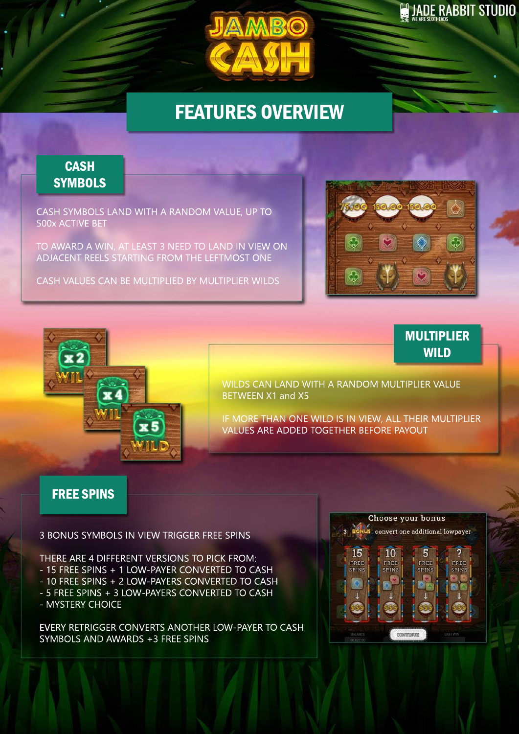# JAMBO CASH

# FEATURES OVERVIEW

## CASH SYMBOLS

CASH SYMBOLS LAND WITH A RANDOM VALUE, UP TO 500x ACTIVE BET

TO AWARD A WIN, AT LEAST 3 NEED TO LAND IN VIEW ON ADJACENT REELS STARTING FROM THE LEFTMOST ONE

CASH VALUES CAN BE MULTIPLIED BY MULTIPLIER WILDS

## MULTIPLIER WILD

WILDS CAN LAND WITH A RANDOM MULTIPLIER VALUE BETWEEN X1 and X5

IF MORE THAN ONE WILD IS IN VIEW, ALL THEIR MULTIPLIER VALUES ARE ADDED TOGETHER BEFORE PAYOUT

## FREE SPINS

3 BONUS SYMBOLS IN VIEW TRIGGER FREE SPINS

THERE ARE 4 DIFFERENT VERSIONS TO PICK FROM:
- 15 FREE SPINS + 1 LOW-PAYER CONVERTED TO CASH
- 10 FREE SPINS + 2 LOW-PAYERS CONVERTED TO CASH
- 5 FREE SPINS + 3 LOW-PAYERS CONVERTED TO CASH
- MYSTERY CHOICE

EVERY RETRIGGER CONVERTS ANOTHER LOW-PAYER TO CASH SYMBOLS AND AWARDS +3 FREE SPINS